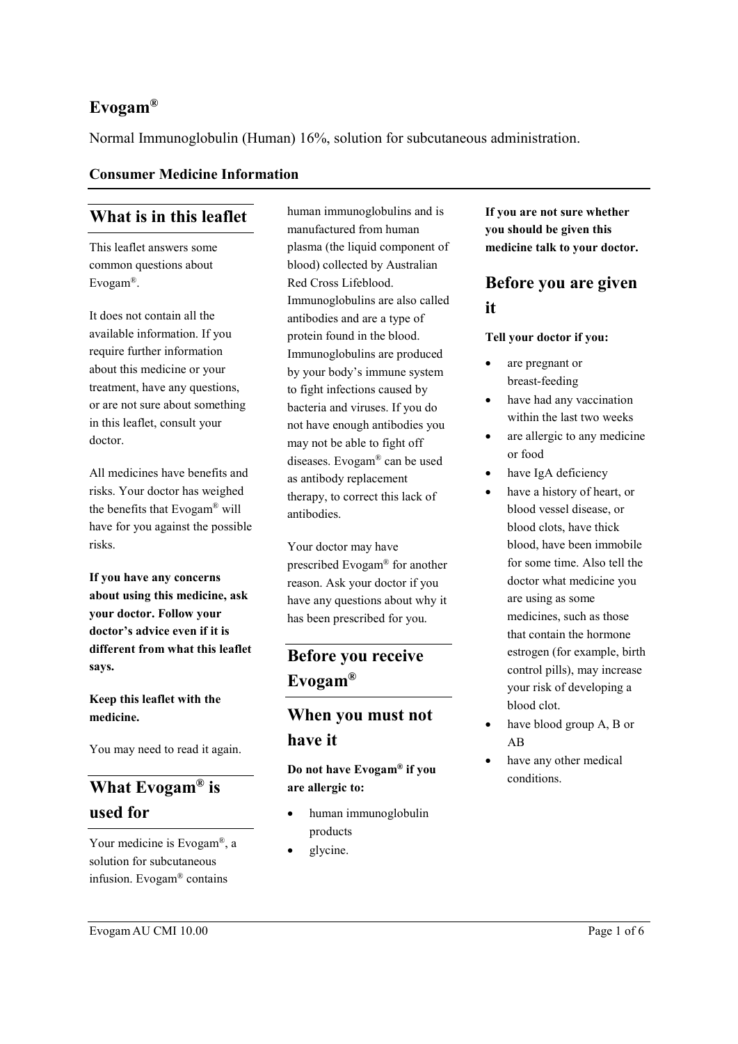# Evogam®

Normal Immunoglobulin (Human) 16%, solution for subcutaneous administration.

**Consumer Medicine Information**

## What is in this leaflet

This leaflet answers some common questions about Evogam®.

It does not contain all the available information. If you require further information about this medicine or your treatment, have any questions, or are not sure about something in this leaflet, consult your doctor.

All medicines have benefits and risks. Your doctor has weighed the benefits that Evogam® will have for you against the possible risks.

**If you have any concerns about using this medicine, ask your doctor. Follow your doctor's advice even if it is different from what this leaflet says.**

**Keep this leaflet with the medicine.**

You may need to read it again.

## What Evogam® is used for

Your medicine is Evogam®, a solution for subcutaneous infusion. Evogam® contains human immunoglobulins and is manufactured from human plasma (the liquid component of blood) collected by Australian Red Cross Lifeblood. Immunoglobulins are also called antibodies and are a type of protein found in the blood. Immunoglobulins are produced by your body's immune system to fight infections caused by bacteria and viruses. If you do not have enough antibodies you may not be able to fight off diseases. Evogam® can be used as antibody replacement therapy, to correct this lack of antibodies.

Your doctor may have prescribed Evogam® for another reason. Ask your doctor if you have any questions about why it has been prescribed for you.

## Before you receive Evogam®

### When you must not have it

**Do not have Evogam® if you are allergic to:**

- human immunoglobulin products
- glycine.

**If you are not sure whether you should be given this medicine talk to your doctor.**

### Before you are given it

**Tell your doctor if you:**

- are pregnant or breast-feeding
- have had any vaccination within the last two weeks
- are allergic to any medicine or food
- have IgA deficiency
- have a history of heart, or blood vessel disease, or blood clots, have thick blood, have been immobile for some time. Also tell the doctor what medicine you are using as some medicines, such as those that contain the hormone estrogen (for example, birth control pills), may increase your risk of developing a blood clot.
- have blood group A, B or AB
- have any other medical conditions.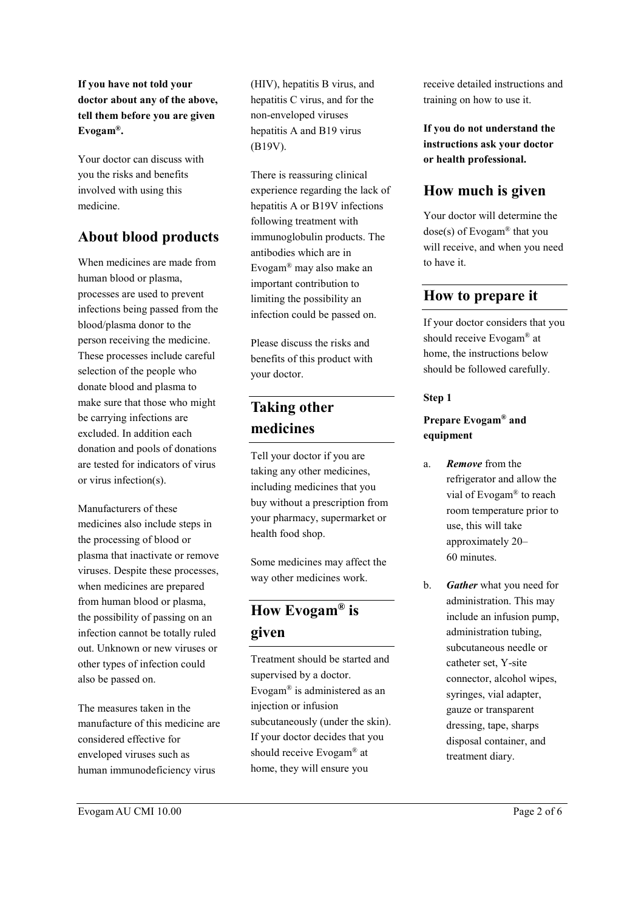**If you have not told your doctor about any of the above, tell them before you are given Evogam®.**

Your doctor can discuss with you the risks and benefits involved with using this medicine.

## About blood products

When medicines are made from human blood or plasma, processes are used to prevent infections being passed from the blood/plasma donor to the person receiving the medicine. These processes include careful selection of the people who donate blood and plasma to make sure that those who might be carrying infections are excluded. In addition each donation and pools of donations are tested for indicators of virus or virus infection(s).

Manufacturers of these medicines also include steps in the processing of blood or plasma that inactivate or remove viruses. Despite these processes, when medicines are prepared from human blood or plasma, the possibility of passing on an infection cannot be totally ruled out. Unknown or new viruses or other types of infection could also be passed on.

The measures taken in the manufacture of this medicine are considered effective for enveloped viruses such as human immunodeficiency virus (HIV), hepatitis B virus, and hepatitis C virus, and for the non-enveloped viruses hepatitis A and B19 virus (B19V).

There is reassuring clinical experience regarding the lack of hepatitis A or B19V infections following treatment with immunoglobulin products. The antibodies which are in Evogam® may also make an important contribution to limiting the possibility an infection could be passed on.

Please discuss the risks and benefits of this product with your doctor.

## Taking other medicines

Tell your doctor if you are taking any other medicines, including medicines that you buy without a prescription from your pharmacy, supermarket or health food shop.

Some medicines may affect the way other medicines work.

## How Evogam® is given

Treatment should be started and supervised by a doctor. Evogam® is administered as an injection or infusion subcutaneously (under the skin). If your doctor decides that you should receive Evogam® at home, they will ensure you receive detailed instructions and training on how to use it.

**If you do not understand the instructions ask your doctor or health professional.**

## How much is given

Your doctor will determine the dose(s) of Evogam® that you will receive, and when you need to have it.

## How to prepare it

If your doctor considers that you should receive Evogam® at home, the instructions below should be followed carefully.

**Step 1**

**Prepare Evogam® and equipment**

a. ***Remove*** from the refrigerator and allow the vial of Evogam® to reach room temperature prior to use, this will take approximately 20–60 minutes.

b. ***Gather*** what you need for administration. This may include an infusion pump, administration tubing, subcutaneous needle or catheter set, Y-site connector, alcohol wipes, syringes, vial adapter, gauze or transparent dressing, tape, sharps disposal container, and treatment diary.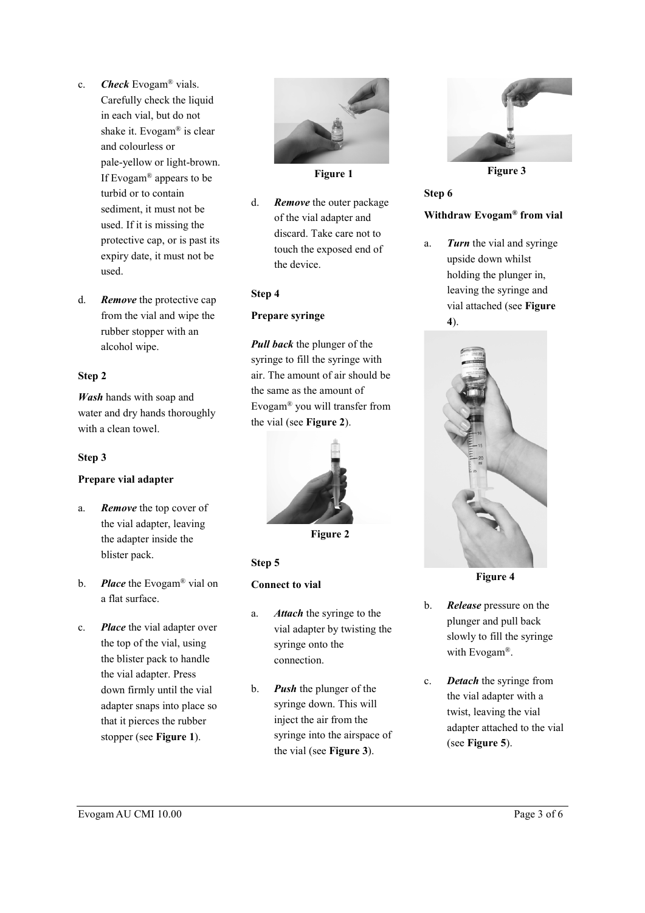c. ***Check*** Evogam® vials. Carefully check the liquid in each vial, but do not shake it. Evogam® is clear and colourless or pale-yellow or light-brown. If Evogam® appears to be turbid or to contain sediment, it must not be used. If it is missing the protective cap, or is past its expiry date, it must not be used.

d. ***Remove*** the protective cap from the vial and wipe the rubber stopper with an alcohol wipe.

**Step 2**

***Wash*** hands with soap and water and dry hands thoroughly with a clean towel.

**Step 3**

**Prepare vial adapter**

a. ***Remove*** the top cover of the vial adapter, leaving the adapter inside the blister pack.

b. ***Place*** the Evogam® vial on a flat surface.

c. ***Place*** the vial adapter over the top of the vial, using the blister pack to handle the vial adapter. Press down firmly until the vial adapter snaps into place so that it pierces the rubber stopper (see **Figure 1**).

**Figure 1**

d. ***Remove*** the outer package of the vial adapter and discard. Take care not to touch the exposed end of the device.

**Step 4**

**Prepare syringe**

***Pull back*** the plunger of the syringe to fill the syringe with air. The amount of air should be the same as the amount of Evogam® you will transfer from the vial (see **Figure 2**).

**Figure 2**

**Step 5**

**Connect to vial**

a. ***Attach*** the syringe to the vial adapter by twisting the syringe onto the connection.

b. ***Push*** the plunger of the syringe down. This will inject the air from the syringe into the airspace of the vial (see **Figure 3**).

**Figure 3**

**Step 6**

**Withdraw Evogam® from vial**

a. ***Turn*** the vial and syringe upside down whilst holding the plunger in, leaving the syringe and vial attached (see **Figure 4**).

**Figure 4**

b. ***Release*** pressure on the plunger and pull back slowly to fill the syringe with Evogam®.

c. ***Detach*** the syringe from the vial adapter with a twist, leaving the vial adapter attached to the vial (see **Figure 5**).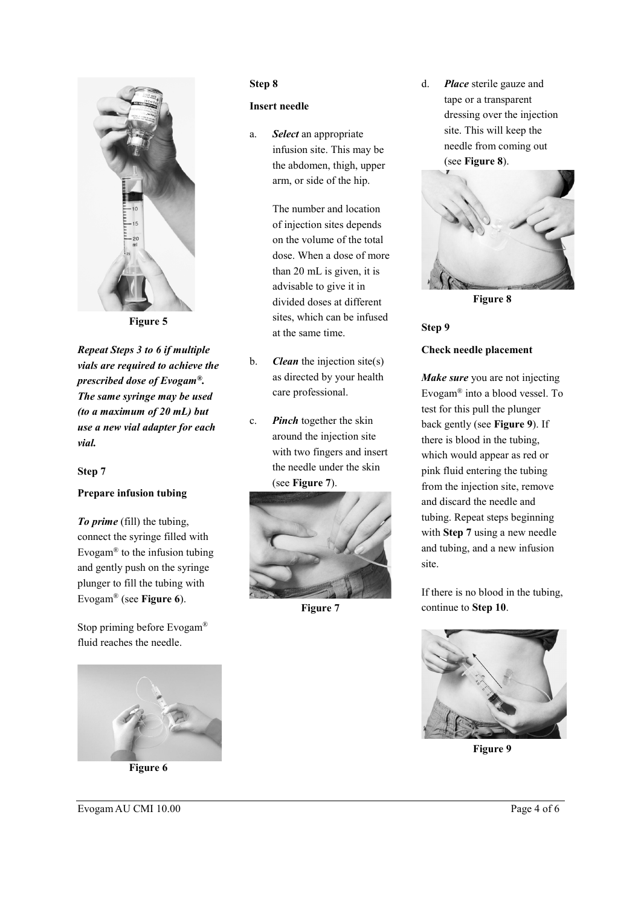Figure 5

***Repeat Steps 3 to 6 if multiple vials are required to achieve the prescribed dose of Evogam®. The same syringe may be used (to a maximum of 20 mL) but use a new vial adapter for each vial.***

**Step 7**

**Prepare infusion tubing**

***To prime*** (fill) the tubing, connect the syringe filled with Evogam® to the infusion tubing and gently push on the syringe plunger to fill the tubing with Evogam® (see **Figure 6**).

Stop priming before Evogam® fluid reaches the needle.

Figure 6

**Step 8**

**Insert needle**

a. ***Select*** an appropriate infusion site. This may be the abdomen, thigh, upper arm, or side of the hip.

   The number and location of injection sites depends on the volume of the total dose. When a dose of more than 20 mL is given, it is advisable to give it in divided doses at different sites, which can be infused at the same time.

b. ***Clean*** the injection site(s) as directed by your health care professional.

c. ***Pinch*** together the skin around the injection site with two fingers and insert the needle under the skin (see **Figure 7**).

Figure 7

d. ***Place*** sterile gauze and tape or a transparent dressing over the injection site. This will keep the needle from coming out (see **Figure 8**).

Figure 8

**Step 9**

**Check needle placement**

***Make sure*** you are not injecting Evogam® into a blood vessel. To test for this pull the plunger back gently (see **Figure 9**). If there is blood in the tubing, which would appear as red or pink fluid entering the tubing from the injection site, remove and discard the needle and tubing. Repeat steps beginning with **Step 7** using a new needle and tubing, and a new infusion site.

If there is no blood in the tubing, continue to **Step 10**.

Figure 9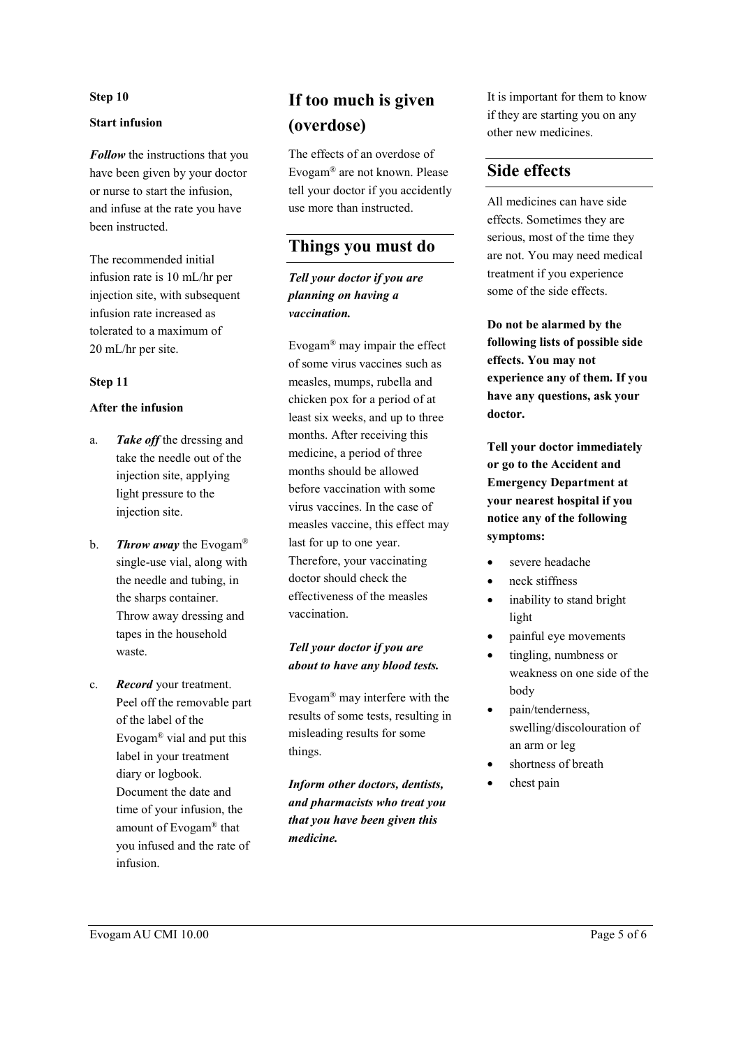**Step 10**

**Start infusion**

***Follow*** the instructions that you have been given by your doctor or nurse to start the infusion, and infuse at the rate you have been instructed.

The recommended initial infusion rate is 10 mL/hr per injection site, with subsequent infusion rate increased as tolerated to a maximum of 20 mL/hr per site.

**Step 11**

**After the infusion**

a. ***Take off*** the dressing and take the needle out of the injection site, applying light pressure to the injection site.

b. ***Throw away*** the Evogam® single-use vial, along with the needle and tubing, in the sharps container. Throw away dressing and tapes in the household waste.

c. ***Record*** your treatment. Peel off the removable part of the label of the Evogam® vial and put this label in your treatment diary or logbook. Document the date and time of your infusion, the amount of Evogam® that you infused and the rate of infusion.

# If too much is given (overdose)

The effects of an overdose of Evogam® are not known. Please tell your doctor if you accidently use more than instructed.

# Things you must do

***Tell your doctor if you are planning on having a vaccination.***

Evogam® may impair the effect of some virus vaccines such as measles, mumps, rubella and chicken pox for a period of at least six weeks, and up to three months. After receiving this medicine, a period of three months should be allowed before vaccination with some virus vaccines. In the case of measles vaccine, this effect may last for up to one year. Therefore, your vaccinating doctor should check the effectiveness of the measles vaccination.

***Tell your doctor if you are about to have any blood tests.***

Evogam® may interfere with the results of some tests, resulting in misleading results for some things.

***Inform other doctors, dentists, and pharmacists who treat you that you have been given this medicine.***

It is important for them to know if they are starting you on any other new medicines.

# Side effects

All medicines can have side effects. Sometimes they are serious, most of the time they are not. You may need medical treatment if you experience some of the side effects.

**Do not be alarmed by the following lists of possible side effects. You may not experience any of them. If you have any questions, ask your doctor.**

**Tell your doctor immediately or go to the Accident and Emergency Department at your nearest hospital if you notice any of the following symptoms:**

- severe headache
- neck stiffness
- inability to stand bright light
- painful eye movements
- tingling, numbness or weakness on one side of the body
- pain/tenderness, swelling/discolouration of an arm or leg
- shortness of breath
- chest pain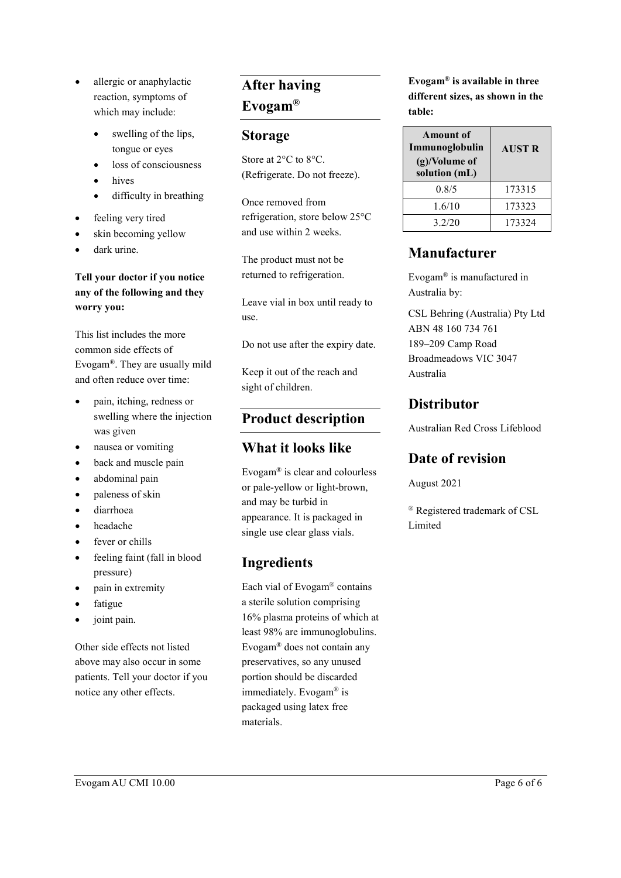- allergic or anaphylactic reaction, symptoms of which may include:
    - swelling of the lips, tongue or eyes
    - loss of consciousness
    - hives
    - difficulty in breathing
- feeling very tired
- skin becoming yellow
- dark urine.

**Tell your doctor if you notice any of the following and they worry you:**

This list includes the more common side effects of Evogam®. They are usually mild and often reduce over time:

- pain, itching, redness or swelling where the injection was given
- nausea or vomiting
- back and muscle pain
- abdominal pain
- paleness of skin
- diarrhoea
- headache
- fever or chills
- feeling faint (fall in blood pressure)
- pain in extremity
- fatigue
- joint pain.

Other side effects not listed above may also occur in some patients. Tell your doctor if you notice any other effects.

# After having Evogam®

## Storage

Store at 2°C to 8°C. (Refrigerate. Do not freeze).

Once removed from refrigeration, store below 25°C and use within 2 weeks.

The product must not be returned to refrigeration.

Leave vial in box until ready to use.

Do not use after the expiry date.

Keep it out of the reach and sight of children.

# Product description

## What it looks like

Evogam® is clear and colourless or pale-yellow or light-brown, and may be turbid in appearance. It is packaged in single use clear glass vials.

## Ingredients

Each vial of Evogam® contains a sterile solution comprising 16% plasma proteins of which at least 98% are immunoglobulins. Evogam® does not contain any preservatives, so any unused portion should be discarded immediately. Evogam® is packaged using latex free materials.

**Evogam® is available in three different sizes, as shown in the table:**

| Amount of Immunoglobulin (g)/Volume of solution (mL) | AUST R |
| --- | --- |
| 0.8/5 | 173315 |
| 1.6/10 | 173323 |
| 3.2/20 | 173324 |

## Manufacturer

Evogam® is manufactured in Australia by:

CSL Behring (Australia) Pty Ltd
ABN 48 160 734 761
189–209 Camp Road
Broadmeadows VIC 3047
Australia

## Distributor

Australian Red Cross Lifeblood

## Date of revision

August 2021

® Registered trademark of CSL Limited